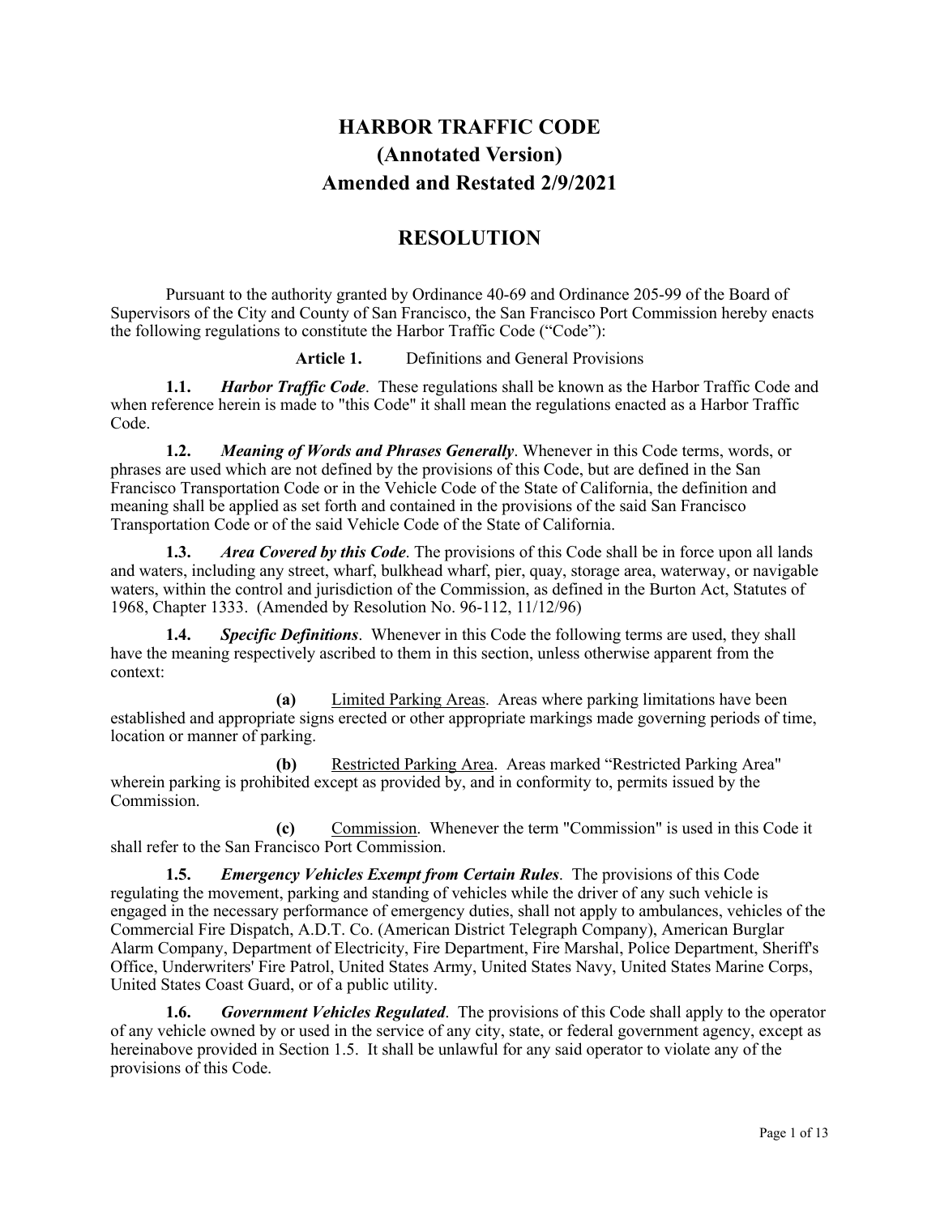# HARBOR TRAFFIC CODE
# (Annotated Version)
# Amended and Restated 2/9/2021

## RESOLUTION

Pursuant to the authority granted by Ordinance 40-69 and Ordinance 205-99 of the Board of Supervisors of the City and County of San Francisco, the San Francisco Port Commission hereby enacts the following regulations to constitute the Harbor Traffic Code ("Code"):

**Article 1.** Definitions and General Provisions

**1.1.** ***Harbor Traffic Code***. These regulations shall be known as the Harbor Traffic Code and when reference herein is made to "this Code" it shall mean the regulations enacted as a Harbor Traffic Code.

**1.2.** ***Meaning of Words and Phrases Generally***. Whenever in this Code terms, words, or phrases are used which are not defined by the provisions of this Code, but are defined in the San Francisco Transportation Code or in the Vehicle Code of the State of California, the definition and meaning shall be applied as set forth and contained in the provisions of the said San Francisco Transportation Code or of the said Vehicle Code of the State of California.

**1.3.** ***Area Covered by this Code***. The provisions of this Code shall be in force upon all lands and waters, including any street, wharf, bulkhead wharf, pier, quay, storage area, waterway, or navigable waters, within the control and jurisdiction of the Commission, as defined in the Burton Act, Statutes of 1968, Chapter 1333. (Amended by Resolution No. 96-112, 11/12/96)

**1.4.** ***Specific Definitions***. Whenever in this Code the following terms are used, they shall have the meaning respectively ascribed to them in this section, unless otherwise apparent from the context:

**(a)** Limited Parking Areas. Areas where parking limitations have been established and appropriate signs erected or other appropriate markings made governing periods of time, location or manner of parking.

**(b)** Restricted Parking Area. Areas marked "Restricted Parking Area" wherein parking is prohibited except as provided by, and in conformity to, permits issued by the Commission.

**(c)** Commission. Whenever the term "Commission" is used in this Code it shall refer to the San Francisco Port Commission.

**1.5.** ***Emergency Vehicles Exempt from Certain Rules***. The provisions of this Code regulating the movement, parking and standing of vehicles while the driver of any such vehicle is engaged in the necessary performance of emergency duties, shall not apply to ambulances, vehicles of the Commercial Fire Dispatch, A.D.T. Co. (American District Telegraph Company), American Burglar Alarm Company, Department of Electricity, Fire Department, Fire Marshal, Police Department, Sheriff's Office, Underwriters' Fire Patrol, United States Army, United States Navy, United States Marine Corps, United States Coast Guard, or of a public utility.

**1.6.** ***Government Vehicles Regulated***. The provisions of this Code shall apply to the operator of any vehicle owned by or used in the service of any city, state, or federal government agency, except as hereinabove provided in Section 1.5. It shall be unlawful for any said operator to violate any of the provisions of this Code.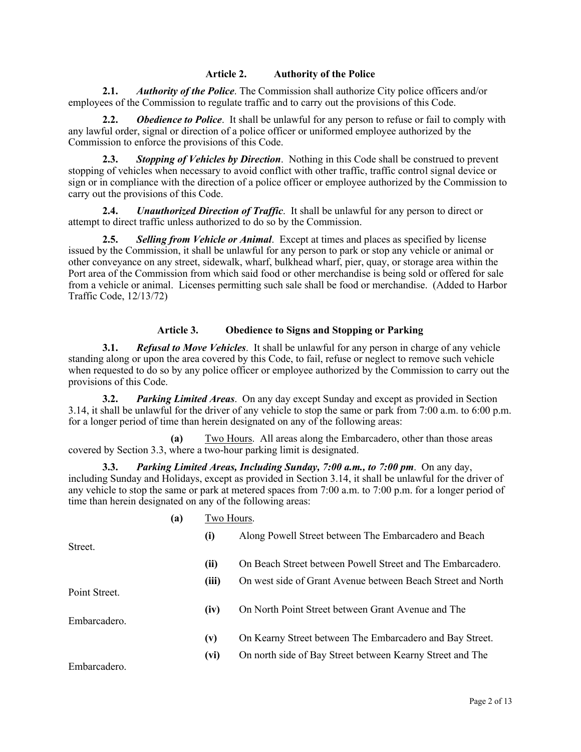## Article 2. Authority of the Police

**2.1.** ***Authority of the Police***. The Commission shall authorize City police officers and/or employees of the Commission to regulate traffic and to carry out the provisions of this Code.

**2.2.** ***Obedience to Police***. It shall be unlawful for any person to refuse or fail to comply with any lawful order, signal or direction of a police officer or uniformed employee authorized by the Commission to enforce the provisions of this Code.

**2.3.** ***Stopping of Vehicles by Direction***. Nothing in this Code shall be construed to prevent stopping of vehicles when necessary to avoid conflict with other traffic, traffic control signal device or sign or in compliance with the direction of a police officer or employee authorized by the Commission to carry out the provisions of this Code.

**2.4.** ***Unauthorized Direction of Traffic***. It shall be unlawful for any person to direct or attempt to direct traffic unless authorized to do so by the Commission.

**2.5.** ***Selling from Vehicle or Animal***. Except at times and places as specified by license issued by the Commission, it shall be unlawful for any person to park or stop any vehicle or animal or other conveyance on any street, sidewalk, wharf, bulkhead wharf, pier, quay, or storage area within the Port area of the Commission from which said food or other merchandise is being sold or offered for sale from a vehicle or animal. Licenses permitting such sale shall be food or merchandise. (Added to Harbor Traffic Code, 12/13/72)

## Article 3. Obedience to Signs and Stopping or Parking

**3.1.** ***Refusal to Move Vehicles***. It shall be unlawful for any person in charge of any vehicle standing along or upon the area covered by this Code, to fail, refuse or neglect to remove such vehicle when requested to do so by any police officer or employee authorized by the Commission to carry out the provisions of this Code.

**3.2.** ***Parking Limited Areas***. On any day except Sunday and except as provided in Section 3.14, it shall be unlawful for the driver of any vehicle to stop the same or park from 7:00 a.m. to 6:00 p.m. for a longer period of time than herein designated on any of the following areas:

**(a)** Two Hours. All areas along the Embarcadero, other than those areas covered by Section 3.3, where a two-hour parking limit is designated.

**3.3.** ***Parking Limited Areas, Including Sunday, 7:00 a.m., to 7:00 pm***. On any day, including Sunday and Holidays, except as provided in Section 3.14, it shall be unlawful for the driver of any vehicle to stop the same or park at metered spaces from 7:00 a.m. to 7:00 p.m. for a longer period of time than herein designated on any of the following areas:

**(a)** Two Hours.

**(i)** Along Powell Street between The Embarcadero and Beach Street.

**(ii)** On Beach Street between Powell Street and The Embarcadero.

**(iii)** On west side of Grant Avenue between Beach Street and North Point Street.

**(iv)** On North Point Street between Grant Avenue and The Embarcadero.

**(v)** On Kearny Street between The Embarcadero and Bay Street.

**(vi)** On north side of Bay Street between Kearny Street and The Embarcadero.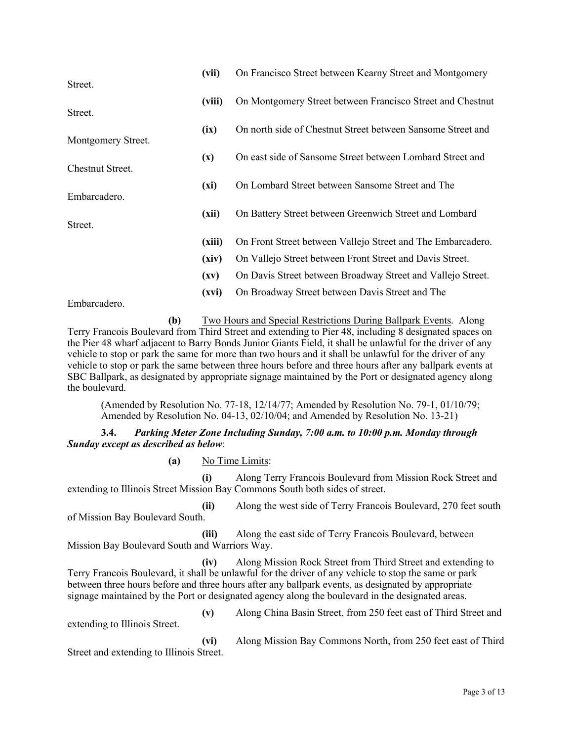**(vii)** On Francisco Street between Kearny Street and Montgomery Street.

**(viii)** On Montgomery Street between Francisco Street and Chestnut Street.

**(ix)** On north side of Chestnut Street between Sansome Street and Montgomery Street.

**(x)** On east side of Sansome Street between Lombard Street and Chestnut Street.

**(xi)** On Lombard Street between Sansome Street and The Embarcadero.

**(xii)** On Battery Street between Greenwich Street and Lombard Street.

**(xiii)** On Front Street between Vallejo Street and The Embarcadero.

**(xiv)** On Vallejo Street between Front Street and Davis Street.

**(xv)** On Davis Street between Broadway Street and Vallejo Street.

**(xvi)** On Broadway Street between Davis Street and The Embarcadero.

**(b)** Two Hours and Special Restrictions During Ballpark Events. Along Terry Francois Boulevard from Third Street and extending to Pier 48, including 8 designated spaces on the Pier 48 wharf adjacent to Barry Bonds Junior Giants Field, it shall be unlawful for the driver of any vehicle to stop or park the same for more than two hours and it shall be unlawful for the driver of any vehicle to stop or park the same between three hours before and three hours after any ballpark events at SBC Ballpark, as designated by appropriate signage maintained by the Port or designated agency along the boulevard.

(Amended by Resolution No. 77-18, 12/14/77; Amended by Resolution No. 79-1, 01/10/79; Amended by Resolution No. 04-13, 02/10/04; and Amended by Resolution No. 13-21)

**3.4.** ***Parking Meter Zone Including Sunday, 7:00 a.m. to 10:00 p.m. Monday through Sunday except as described as below*:**

**(a)** No Time Limits:

**(i)** Along Terry Francois Boulevard from Mission Rock Street and extending to Illinois Street Mission Bay Commons South both sides of street.

**(ii)** Along the west side of Terry Francois Boulevard, 270 feet south of Mission Bay Boulevard South.

**(iii)** Along the east side of Terry Francois Boulevard, between Mission Bay Boulevard South and Warriors Way.

**(iv)** Along Mission Rock Street from Third Street and extending to Terry Francois Boulevard, it shall be unlawful for the driver of any vehicle to stop the same or park between three hours before and three hours after any ballpark events, as designated by appropriate signage maintained by the Port or designated agency along the boulevard in the designated areas.

**(v)** Along China Basin Street, from 250 feet east of Third Street and extending to Illinois Street.

**(vi)** Along Mission Bay Commons North, from 250 feet east of Third Street and extending to Illinois Street.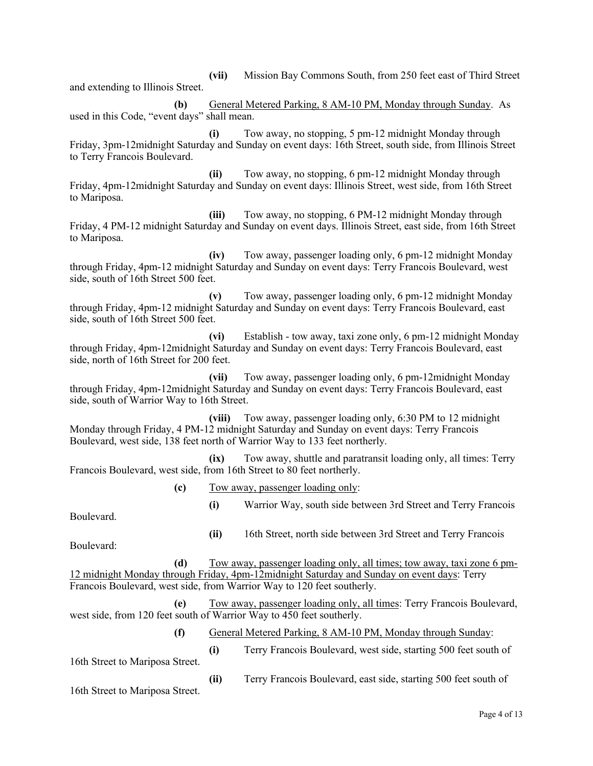**(vii)** Mission Bay Commons South, from 250 feet east of Third Street and extending to Illinois Street.

**(b)** General Metered Parking, 8 AM-10 PM, Monday through Sunday. As used in this Code, "event days" shall mean.

**(i)** Tow away, no stopping, 5 pm-12 midnight Monday through Friday, 3pm-12midnight Saturday and Sunday on event days: 16th Street, south side, from Illinois Street to Terry Francois Boulevard.

**(ii)** Tow away, no stopping, 6 pm-12 midnight Monday through Friday, 4pm-12midnight Saturday and Sunday on event days: Illinois Street, west side, from 16th Street to Mariposa.

**(iii)** Tow away, no stopping, 6 PM-12 midnight Monday through Friday, 4 PM-12 midnight Saturday and Sunday on event days. Illinois Street, east side, from 16th Street to Mariposa.

**(iv)** Tow away, passenger loading only, 6 pm-12 midnight Monday through Friday, 4pm-12 midnight Saturday and Sunday on event days: Terry Francois Boulevard, west side, south of 16th Street 500 feet.

**(v)** Tow away, passenger loading only, 6 pm-12 midnight Monday through Friday, 4pm-12 midnight Saturday and Sunday on event days: Terry Francois Boulevard, east side, south of 16th Street 500 feet.

**(vi)** Establish - tow away, taxi zone only, 6 pm-12 midnight Monday through Friday, 4pm-12midnight Saturday and Sunday on event days: Terry Francois Boulevard, east side, north of 16th Street for 200 feet.

**(vii)** Tow away, passenger loading only, 6 pm-12midnight Monday through Friday, 4pm-12midnight Saturday and Sunday on event days: Terry Francois Boulevard, east side, south of Warrior Way to 16th Street.

**(viii)** Tow away, passenger loading only, 6:30 PM to 12 midnight Monday through Friday, 4 PM-12 midnight Saturday and Sunday on event days: Terry Francois Boulevard, west side, 138 feet north of Warrior Way to 133 feet northerly.

**(ix)** Tow away, shuttle and paratransit loading only, all times: Terry Francois Boulevard, west side, from 16th Street to 80 feet northerly.

**(c)** Tow away, passenger loading only:

**(i)** Warrior Way, south side between 3rd Street and Terry Francois Boulevard.

**(ii)** 16th Street, north side between 3rd Street and Terry Francois Boulevard:

**(d)** Tow away, passenger loading only, all times; tow away, taxi zone 6 pm-12 midnight Monday through Friday, 4pm-12midnight Saturday and Sunday on event days: Terry Francois Boulevard, west side, from Warrior Way to 120 feet southerly.

**(e)** Tow away, passenger loading only, all times: Terry Francois Boulevard, west side, from 120 feet south of Warrior Way to 450 feet southerly.

**(f)** General Metered Parking, 8 AM-10 PM, Monday through Sunday:

**(i)** Terry Francois Boulevard, west side, starting 500 feet south of 16th Street to Mariposa Street.

**(ii)** Terry Francois Boulevard, east side, starting 500 feet south of 16th Street to Mariposa Street.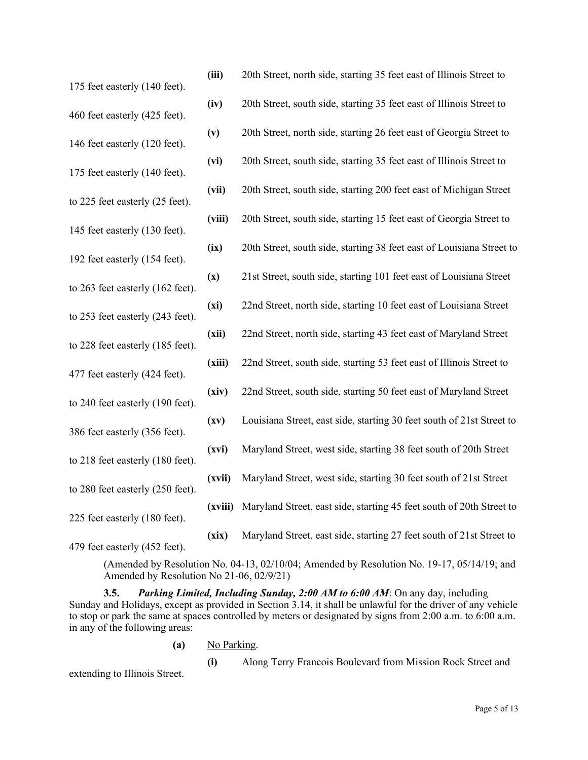(iii) 20th Street, north side, starting 35 feet east of Illinois Street to 175 feet easterly (140 feet).

(iv) 20th Street, south side, starting 35 feet east of Illinois Street to 460 feet easterly (425 feet).

(v) 20th Street, north side, starting 26 feet east of Georgia Street to 146 feet easterly (120 feet).

(vi) 20th Street, south side, starting 35 feet east of Illinois Street to 175 feet easterly (140 feet).

(vii) 20th Street, south side, starting 200 feet east of Michigan Street to 225 feet easterly (25 feet).

(viii) 20th Street, south side, starting 15 feet east of Georgia Street to 145 feet easterly (130 feet).

(ix) 20th Street, south side, starting 38 feet east of Louisiana Street to 192 feet easterly (154 feet).

(x) 21st Street, south side, starting 101 feet east of Louisiana Street to 263 feet easterly (162 feet).

(xi) 22nd Street, north side, starting 10 feet east of Louisiana Street to 253 feet easterly (243 feet).

(xii) 22nd Street, north side, starting 43 feet east of Maryland Street to 228 feet easterly (185 feet).

(xiii) 22nd Street, south side, starting 53 feet east of Illinois Street to 477 feet easterly (424 feet).

(xiv) 22nd Street, south side, starting 50 feet east of Maryland Street to 240 feet easterly (190 feet).

(xv) Louisiana Street, east side, starting 30 feet south of 21st Street to 386 feet easterly (356 feet).

(xvi) Maryland Street, west side, starting 38 feet south of 20th Street to 218 feet easterly (180 feet).

(xvii) Maryland Street, west side, starting 30 feet south of 21st Street to 280 feet easterly (250 feet).

(xviii) Maryland Street, east side, starting 45 feet south of 20th Street to 225 feet easterly (180 feet).

(xix) Maryland Street, east side, starting 27 feet south of 21st Street to 479 feet easterly (452 feet).

(Amended by Resolution No. 04-13, 02/10/04; Amended by Resolution No. 19-17, 05/14/19; and Amended by Resolution No 21-06, 02/9/21)

**3.5.** ***Parking Limited, Including Sunday, 2:00 AM to 6:00 AM***: On any day, including Sunday and Holidays, except as provided in Section 3.14, it shall be unlawful for the driver of any vehicle to stop or park the same at spaces controlled by meters or designated by signs from 2:00 a.m. to 6:00 a.m. in any of the following areas:

**(a)** <u>No Parking</u>.

**(i)** Along Terry Francois Boulevard from Mission Rock Street and extending to Illinois Street.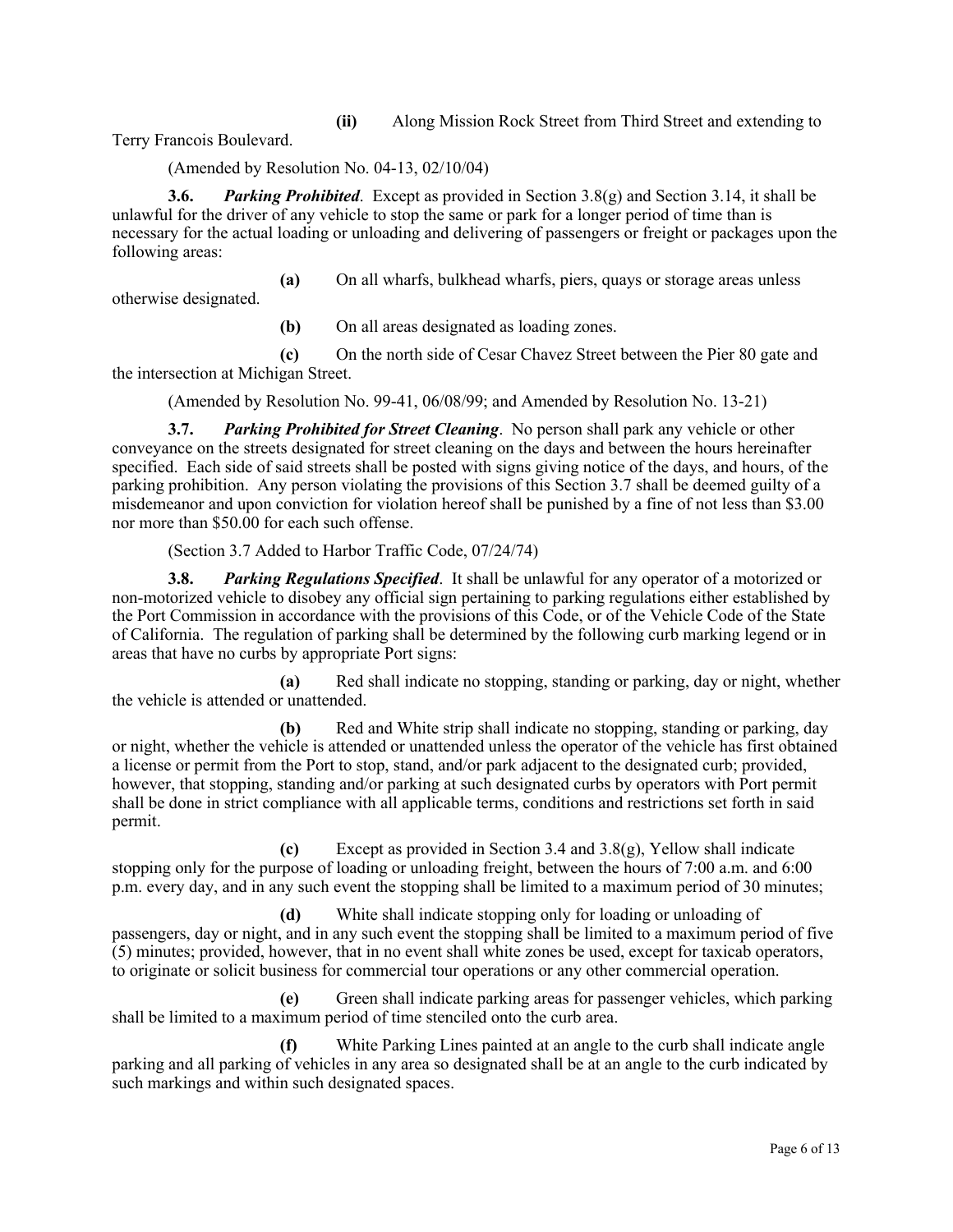**(ii)** Along Mission Rock Street from Third Street and extending to Terry Francois Boulevard.

(Amended by Resolution No. 04-13, 02/10/04)

**3.6.** ***Parking Prohibited***. Except as provided in Section 3.8(g) and Section 3.14, it shall be unlawful for the driver of any vehicle to stop the same or park for a longer period of time than is necessary for the actual loading or unloading and delivering of passengers or freight or packages upon the following areas:

**(a)** On all wharfs, bulkhead wharfs, piers, quays or storage areas unless otherwise designated.

**(b)** On all areas designated as loading zones.

**(c)** On the north side of Cesar Chavez Street between the Pier 80 gate and the intersection at Michigan Street.

(Amended by Resolution No. 99-41, 06/08/99; and Amended by Resolution No. 13-21)

**3.7.** ***Parking Prohibited for Street Cleaning***. No person shall park any vehicle or other conveyance on the streets designated for street cleaning on the days and between the hours hereinafter specified. Each side of said streets shall be posted with signs giving notice of the days, and hours, of the parking prohibition. Any person violating the provisions of this Section 3.7 shall be deemed guilty of a misdemeanor and upon conviction for violation hereof shall be punished by a fine of not less than $3.00 nor more than $50.00 for each such offense.

(Section 3.7 Added to Harbor Traffic Code, 07/24/74)

**3.8.** ***Parking Regulations Specified***. It shall be unlawful for any operator of a motorized or non-motorized vehicle to disobey any official sign pertaining to parking regulations either established by the Port Commission in accordance with the provisions of this Code, or of the Vehicle Code of the State of California. The regulation of parking shall be determined by the following curb marking legend or in areas that have no curbs by appropriate Port signs:

**(a)** Red shall indicate no stopping, standing or parking, day or night, whether the vehicle is attended or unattended.

**(b)** Red and White strip shall indicate no stopping, standing or parking, day or night, whether the vehicle is attended or unattended unless the operator of the vehicle has first obtained a license or permit from the Port to stop, stand, and/or park adjacent to the designated curb; provided, however, that stopping, standing and/or parking at such designated curbs by operators with Port permit shall be done in strict compliance with all applicable terms, conditions and restrictions set forth in said permit.

**(c)** Except as provided in Section 3.4 and 3.8(g), Yellow shall indicate stopping only for the purpose of loading or unloading freight, between the hours of 7:00 a.m. and 6:00 p.m. every day, and in any such event the stopping shall be limited to a maximum period of 30 minutes;

**(d)** White shall indicate stopping only for loading or unloading of passengers, day or night, and in any such event the stopping shall be limited to a maximum period of five (5) minutes; provided, however, that in no event shall white zones be used, except for taxicab operators, to originate or solicit business for commercial tour operations or any other commercial operation.

**(e)** Green shall indicate parking areas for passenger vehicles, which parking shall be limited to a maximum period of time stenciled onto the curb area.

**(f)** White Parking Lines painted at an angle to the curb shall indicate angle parking and all parking of vehicles in any area so designated shall be at an angle to the curb indicated by such markings and within such designated spaces.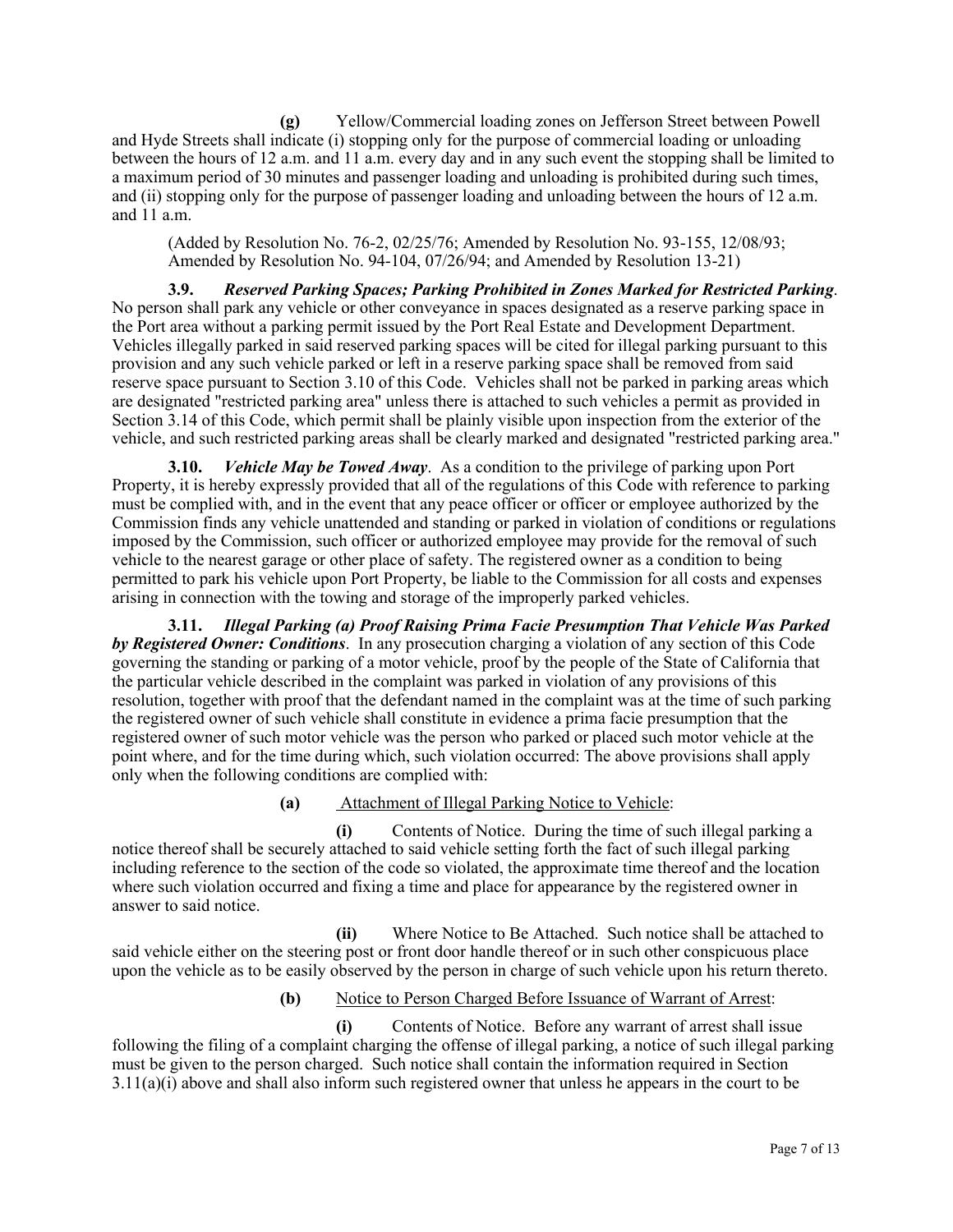**(g)** Yellow/Commercial loading zones on Jefferson Street between Powell and Hyde Streets shall indicate (i) stopping only for the purpose of commercial loading or unloading between the hours of 12 a.m. and 11 a.m. every day and in any such event the stopping shall be limited to a maximum period of 30 minutes and passenger loading and unloading is prohibited during such times, and (ii) stopping only for the purpose of passenger loading and unloading between the hours of 12 a.m. and 11 a.m.

(Added by Resolution No. 76-2, 02/25/76; Amended by Resolution No. 93-155, 12/08/93; Amended by Resolution No. 94-104, 07/26/94; and Amended by Resolution 13-21)

**3.9.** ***Reserved Parking Spaces; Parking Prohibited in Zones Marked for Restricted Parking*.** No person shall park any vehicle or other conveyance in spaces designated as a reserve parking space in the Port area without a parking permit issued by the Port Real Estate and Development Department. Vehicles illegally parked in said reserved parking spaces will be cited for illegal parking pursuant to this provision and any such vehicle parked or left in a reserve parking space shall be removed from said reserve space pursuant to Section 3.10 of this Code. Vehicles shall not be parked in parking areas which are designated "restricted parking area" unless there is attached to such vehicles a permit as provided in Section 3.14 of this Code, which permit shall be plainly visible upon inspection from the exterior of the vehicle, and such restricted parking areas shall be clearly marked and designated "restricted parking area."

**3.10.** ***Vehicle May be Towed Away*.** As a condition to the privilege of parking upon Port Property, it is hereby expressly provided that all of the regulations of this Code with reference to parking must be complied with, and in the event that any peace officer or officer or employee authorized by the Commission finds any vehicle unattended and standing or parked in violation of conditions or regulations imposed by the Commission, such officer or authorized employee may provide for the removal of such vehicle to the nearest garage or other place of safety. The registered owner as a condition to being permitted to park his vehicle upon Port Property, be liable to the Commission for all costs and expenses arising in connection with the towing and storage of the improperly parked vehicles.

**3.11.** ***Illegal Parking (a) Proof Raising Prima Facie Presumption That Vehicle Was Parked by Registered Owner: Conditions*.** In any prosecution charging a violation of any section of this Code governing the standing or parking of a motor vehicle, proof by the people of the State of California that the particular vehicle described in the complaint was parked in violation of any provisions of this resolution, together with proof that the defendant named in the complaint was at the time of such parking the registered owner of such vehicle shall constitute in evidence a prima facie presumption that the registered owner of such motor vehicle was the person who parked or placed such motor vehicle at the point where, and for the time during which, such violation occurred: The above provisions shall apply only when the following conditions are complied with:

**(a)** Attachment of Illegal Parking Notice to Vehicle:

**(i)** Contents of Notice. During the time of such illegal parking a notice thereof shall be securely attached to said vehicle setting forth the fact of such illegal parking including reference to the section of the code so violated, the approximate time thereof and the location where such violation occurred and fixing a time and place for appearance by the registered owner in answer to said notice.

**(ii)** Where Notice to Be Attached. Such notice shall be attached to said vehicle either on the steering post or front door handle thereof or in such other conspicuous place upon the vehicle as to be easily observed by the person in charge of such vehicle upon his return thereto.

**(b)** Notice to Person Charged Before Issuance of Warrant of Arrest:

**(i)** Contents of Notice. Before any warrant of arrest shall issue following the filing of a complaint charging the offense of illegal parking, a notice of such illegal parking must be given to the person charged. Such notice shall contain the information required in Section 3.11(a)(i) above and shall also inform such registered owner that unless he appears in the court to be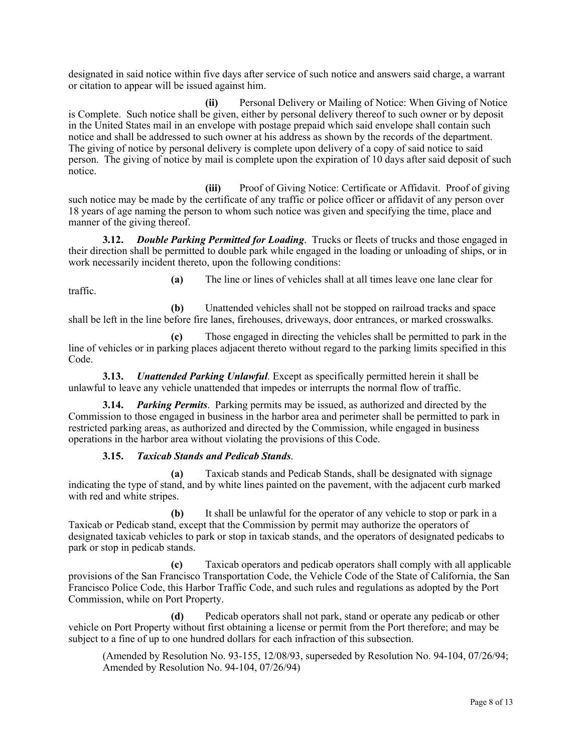designated in said notice within five days after service of such notice and answers said charge, a warrant or citation to appear will be issued against him.

**(ii)** Personal Delivery or Mailing of Notice: When Giving of Notice is Complete. Such notice shall be given, either by personal delivery thereof to such owner or by deposit in the United States mail in an envelope with postage prepaid which said envelope shall contain such notice and shall be addressed to such owner at his address as shown by the records of the department. The giving of notice by personal delivery is complete upon delivery of a copy of said notice to said person. The giving of notice by mail is complete upon the expiration of 10 days after said deposit of such notice.

**(iii)** Proof of Giving Notice: Certificate or Affidavit. Proof of giving such notice may be made by the certificate of any traffic or police officer or affidavit of any person over 18 years of age naming the person to whom such notice was given and specifying the time, place and manner of the giving thereof.

**3.12.** ***Double Parking Permitted for Loading***. Trucks or fleets of trucks and those engaged in their direction shall be permitted to double park while engaged in the loading or unloading of ships, or in work necessarily incident thereto, upon the following conditions:

**(a)** The line or lines of vehicles shall at all times leave one lane clear for traffic.

**(b)** Unattended vehicles shall not be stopped on railroad tracks and space shall be left in the line before fire lanes, firehouses, driveways, door entrances, or marked crosswalks.

**(c)** Those engaged in directing the vehicles shall be permitted to park in the line of vehicles or in parking places adjacent thereto without regard to the parking limits specified in this Code.

**3.13.** ***Unattended Parking Unlawful***. Except as specifically permitted herein it shall be unlawful to leave any vehicle unattended that impedes or interrupts the normal flow of traffic.

**3.14.** ***Parking Permits***. Parking permits may be issued, as authorized and directed by the Commission to those engaged in business in the harbor area and perimeter shall be permitted to park in restricted parking areas, as authorized and directed by the Commission, while engaged in business operations in the harbor area without violating the provisions of this Code.

**3.15.** ***Taxicab Stands and Pedicab Stands***.

**(a)** Taxicab stands and Pedicab Stands, shall be designated with signage indicating the type of stand, and by white lines painted on the pavement, with the adjacent curb marked with red and white stripes.

**(b)** It shall be unlawful for the operator of any vehicle to stop or park in a Taxicab or Pedicab stand, except that the Commission by permit may authorize the operators of designated taxicab vehicles to park or stop in taxicab stands, and the operators of designated pedicabs to park or stop in pedicab stands.

**(c)** Taxicab operators and pedicab operators shall comply with all applicable provisions of the San Francisco Transportation Code, the Vehicle Code of the State of California, the San Francisco Police Code, this Harbor Traffic Code, and such rules and regulations as adopted by the Port Commission, while on Port Property.

**(d)** Pedicab operators shall not park, stand or operate any pedicab or other vehicle on Port Property without first obtaining a license or permit from the Port therefore; and may be subject to a fine of up to one hundred dollars for each infraction of this subsection.

(Amended by Resolution No. 93-155, 12/08/93, superseded by Resolution No. 94-104, 07/26/94; Amended by Resolution No. 94-104, 07/26/94)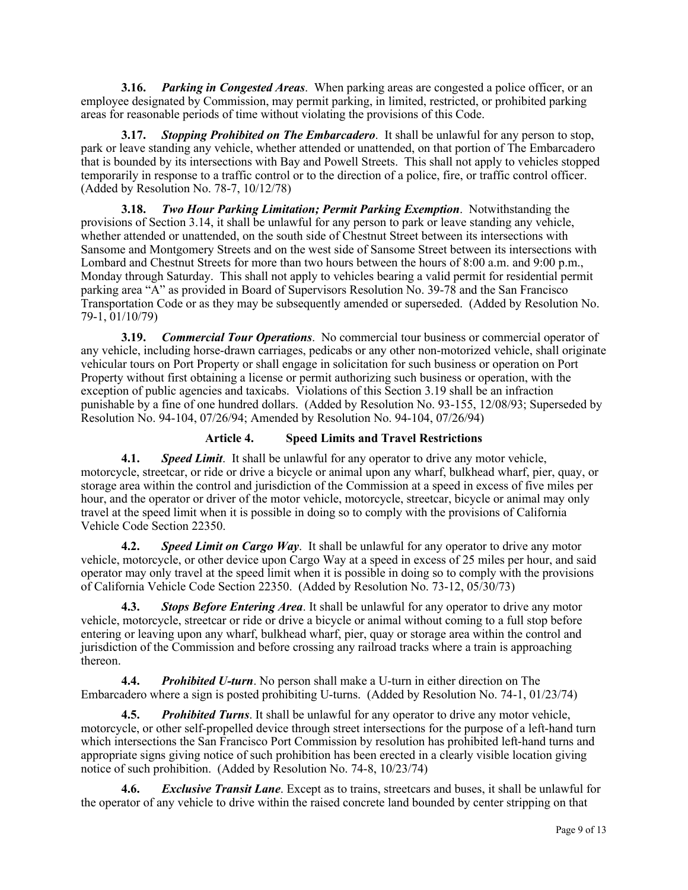**3.16.** ***Parking in Congested Areas***. When parking areas are congested a police officer, or an employee designated by Commission, may permit parking, in limited, restricted, or prohibited parking areas for reasonable periods of time without violating the provisions of this Code.

**3.17.** ***Stopping Prohibited on The Embarcadero***. It shall be unlawful for any person to stop, park or leave standing any vehicle, whether attended or unattended, on that portion of The Embarcadero that is bounded by its intersections with Bay and Powell Streets. This shall not apply to vehicles stopped temporarily in response to a traffic control or to the direction of a police, fire, or traffic control officer. (Added by Resolution No. 78-7, 10/12/78)

**3.18.** ***Two Hour Parking Limitation; Permit Parking Exemption***. Notwithstanding the provisions of Section 3.14, it shall be unlawful for any person to park or leave standing any vehicle, whether attended or unattended, on the south side of Chestnut Street between its intersections with Sansome and Montgomery Streets and on the west side of Sansome Street between its intersections with Lombard and Chestnut Streets for more than two hours between the hours of 8:00 a.m. and 9:00 p.m., Monday through Saturday. This shall not apply to vehicles bearing a valid permit for residential permit parking area "A" as provided in Board of Supervisors Resolution No. 39-78 and the San Francisco Transportation Code or as they may be subsequently amended or superseded. (Added by Resolution No. 79-1, 01/10/79)

**3.19.** ***Commercial Tour Operations***. No commercial tour business or commercial operator of any vehicle, including horse-drawn carriages, pedicabs or any other non-motorized vehicle, shall originate vehicular tours on Port Property or shall engage in solicitation for such business or operation on Port Property without first obtaining a license or permit authorizing such business or operation, with the exception of public agencies and taxicabs. Violations of this Section 3.19 shall be an infraction punishable by a fine of one hundred dollars. (Added by Resolution No. 93-155, 12/08/93; Superseded by Resolution No. 94-104, 07/26/94; Amended by Resolution No. 94-104, 07/26/94)

## Article 4. Speed Limits and Travel Restrictions

**4.1.** ***Speed Limit***. It shall be unlawful for any operator to drive any motor vehicle, motorcycle, streetcar, or ride or drive a bicycle or animal upon any wharf, bulkhead wharf, pier, quay, or storage area within the control and jurisdiction of the Commission at a speed in excess of five miles per hour, and the operator or driver of the motor vehicle, motorcycle, streetcar, bicycle or animal may only travel at the speed limit when it is possible in doing so to comply with the provisions of California Vehicle Code Section 22350.

**4.2.** ***Speed Limit on Cargo Way***. It shall be unlawful for any operator to drive any motor vehicle, motorcycle, or other device upon Cargo Way at a speed in excess of 25 miles per hour, and said operator may only travel at the speed limit when it is possible in doing so to comply with the provisions of California Vehicle Code Section 22350. (Added by Resolution No. 73-12, 05/30/73)

**4.3.** ***Stops Before Entering Area***. It shall be unlawful for any operator to drive any motor vehicle, motorcycle, streetcar or ride or drive a bicycle or animal without coming to a full stop before entering or leaving upon any wharf, bulkhead wharf, pier, quay or storage area within the control and jurisdiction of the Commission and before crossing any railroad tracks where a train is approaching thereon.

**4.4.** ***Prohibited U-turn***. No person shall make a U-turn in either direction on The Embarcadero where a sign is posted prohibiting U-turns. (Added by Resolution No. 74-1, 01/23/74)

**4.5.** ***Prohibited Turns***. It shall be unlawful for any operator to drive any motor vehicle, motorcycle, or other self-propelled device through street intersections for the purpose of a left-hand turn which intersections the San Francisco Port Commission by resolution has prohibited left-hand turns and appropriate signs giving notice of such prohibition has been erected in a clearly visible location giving notice of such prohibition. (Added by Resolution No. 74-8, 10/23/74)

**4.6.** ***Exclusive Transit Lane***. Except as to trains, streetcars and buses, it shall be unlawful for the operator of any vehicle to drive within the raised concrete land bounded by center stripping on that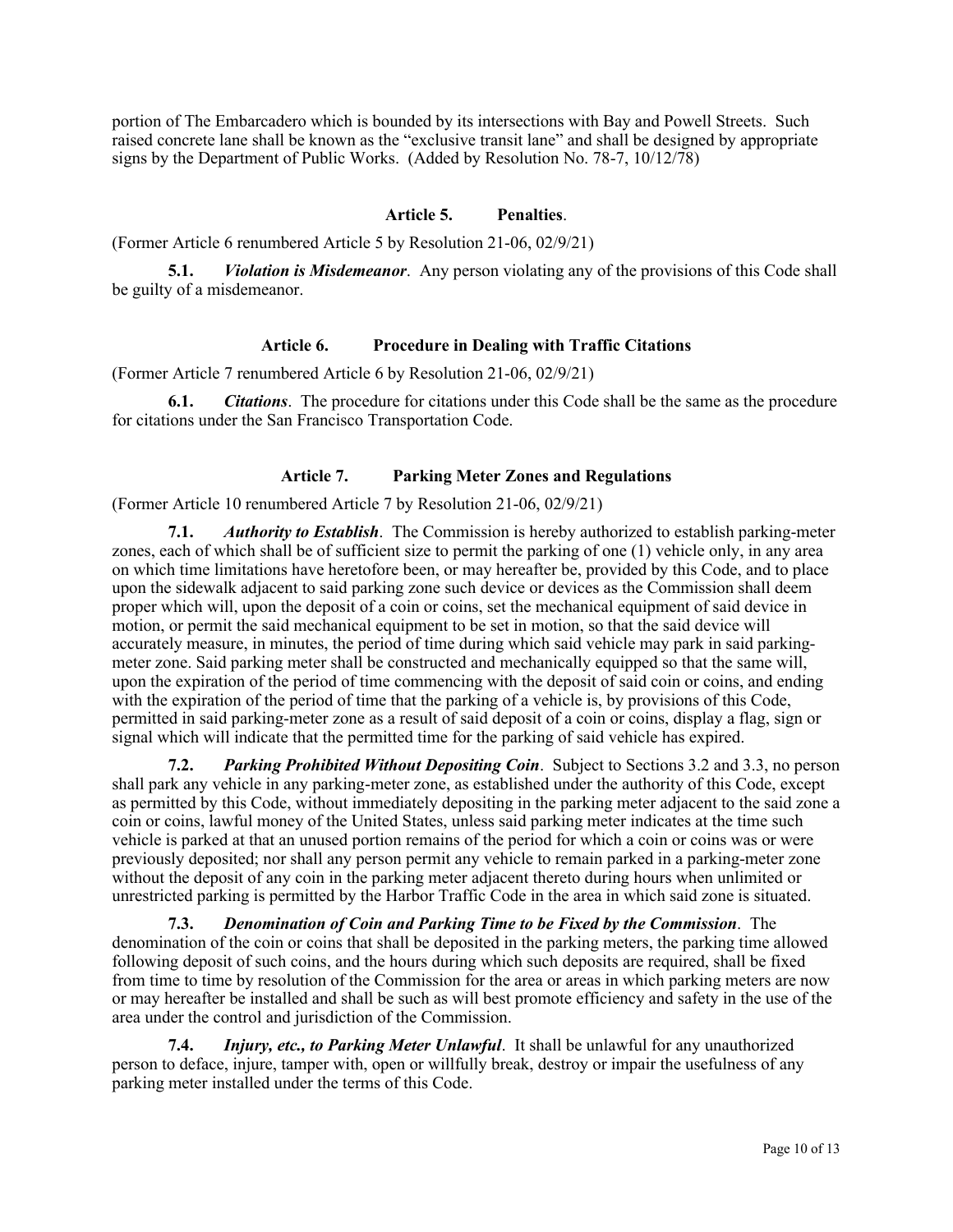portion of The Embarcadero which is bounded by its intersections with Bay and Powell Streets. Such raised concrete lane shall be known as the "exclusive transit lane" and shall be designed by appropriate signs by the Department of Public Works. (Added by Resolution No. 78-7, 10/12/78)

## Article 5. Penalties.

(Former Article 6 renumbered Article 5 by Resolution 21-06, 02/9/21)

**5.1.** ***Violation is Misdemeanor***. Any person violating any of the provisions of this Code shall be guilty of a misdemeanor.

## Article 6. Procedure in Dealing with Traffic Citations

(Former Article 7 renumbered Article 6 by Resolution 21-06, 02/9/21)

**6.1.** ***Citations***. The procedure for citations under this Code shall be the same as the procedure for citations under the San Francisco Transportation Code.

## Article 7. Parking Meter Zones and Regulations

(Former Article 10 renumbered Article 7 by Resolution 21-06, 02/9/21)

**7.1.** ***Authority to Establish***. The Commission is hereby authorized to establish parking-meter zones, each of which shall be of sufficient size to permit the parking of one (1) vehicle only, in any area on which time limitations have heretofore been, or may hereafter be, provided by this Code, and to place upon the sidewalk adjacent to said parking zone such device or devices as the Commission shall deem proper which will, upon the deposit of a coin or coins, set the mechanical equipment of said device in motion, or permit the said mechanical equipment to be set in motion, so that the said device will accurately measure, in minutes, the period of time during which said vehicle may park in said parking-meter zone. Said parking meter shall be constructed and mechanically equipped so that the same will, upon the expiration of the period of time commencing with the deposit of said coin or coins, and ending with the expiration of the period of time that the parking of a vehicle is, by provisions of this Code, permitted in said parking-meter zone as a result of said deposit of a coin or coins, display a flag, sign or signal which will indicate that the permitted time for the parking of said vehicle has expired.

**7.2.** ***Parking Prohibited Without Depositing Coin***. Subject to Sections 3.2 and 3.3, no person shall park any vehicle in any parking-meter zone, as established under the authority of this Code, except as permitted by this Code, without immediately depositing in the parking meter adjacent to the said zone a coin or coins, lawful money of the United States, unless said parking meter indicates at the time such vehicle is parked at that an unused portion remains of the period for which a coin or coins was or were previously deposited; nor shall any person permit any vehicle to remain parked in a parking-meter zone without the deposit of any coin in the parking meter adjacent thereto during hours when unlimited or unrestricted parking is permitted by the Harbor Traffic Code in the area in which said zone is situated.

**7.3.** ***Denomination of Coin and Parking Time to be Fixed by the Commission***. The denomination of the coin or coins that shall be deposited in the parking meters, the parking time allowed following deposit of such coins, and the hours during which such deposits are required, shall be fixed from time to time by resolution of the Commission for the area or areas in which parking meters are now or may hereafter be installed and shall be such as will best promote efficiency and safety in the use of the area under the control and jurisdiction of the Commission.

**7.4.** ***Injury, etc., to Parking Meter Unlawful***. It shall be unlawful for any unauthorized person to deface, injure, tamper with, open or willfully break, destroy or impair the usefulness of any parking meter installed under the terms of this Code.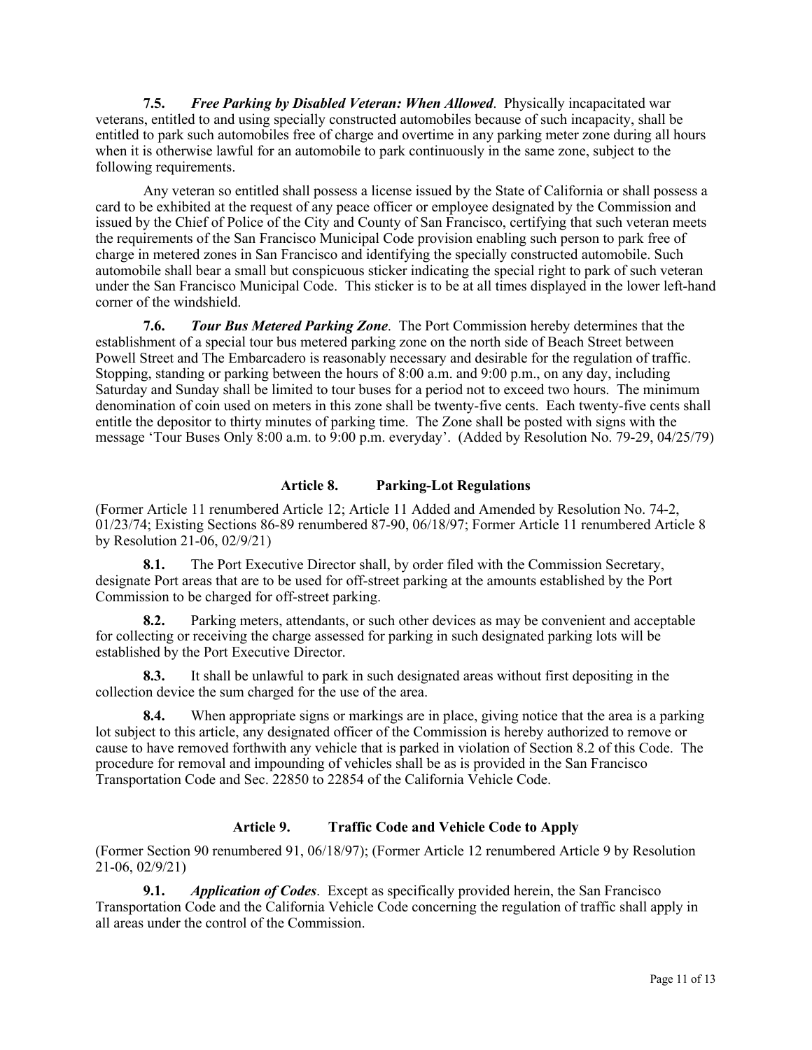**7.5.** ***Free Parking by Disabled Veteran: When Allowed***. Physically incapacitated war veterans, entitled to and using specially constructed automobiles because of such incapacity, shall be entitled to park such automobiles free of charge and overtime in any parking meter zone during all hours when it is otherwise lawful for an automobile to park continuously in the same zone, subject to the following requirements.

Any veteran so entitled shall possess a license issued by the State of California or shall possess a card to be exhibited at the request of any peace officer or employee designated by the Commission and issued by the Chief of Police of the City and County of San Francisco, certifying that such veteran meets the requirements of the San Francisco Municipal Code provision enabling such person to park free of charge in metered zones in San Francisco and identifying the specially constructed automobile. Such automobile shall bear a small but conspicuous sticker indicating the special right to park of such veteran under the San Francisco Municipal Code. This sticker is to be at all times displayed in the lower left-hand corner of the windshield.

**7.6.** ***Tour Bus Metered Parking Zone***. The Port Commission hereby determines that the establishment of a special tour bus metered parking zone on the north side of Beach Street between Powell Street and The Embarcadero is reasonably necessary and desirable for the regulation of traffic. Stopping, standing or parking between the hours of 8:00 a.m. and 9:00 p.m., on any day, including Saturday and Sunday shall be limited to tour buses for a period not to exceed two hours. The minimum denomination of coin used on meters in this zone shall be twenty-five cents. Each twenty-five cents shall entitle the depositor to thirty minutes of parking time. The Zone shall be posted with signs with the message 'Tour Buses Only 8:00 a.m. to 9:00 p.m. everyday'. (Added by Resolution No. 79-29, 04/25/79)

## Article 8. Parking-Lot Regulations

(Former Article 11 renumbered Article 12; Article 11 Added and Amended by Resolution No. 74-2, 01/23/74; Existing Sections 86-89 renumbered 87-90, 06/18/97; Former Article 11 renumbered Article 8 by Resolution 21-06, 02/9/21)

**8.1.** The Port Executive Director shall, by order filed with the Commission Secretary, designate Port areas that are to be used for off-street parking at the amounts established by the Port Commission to be charged for off-street parking.

**8.2.** Parking meters, attendants, or such other devices as may be convenient and acceptable for collecting or receiving the charge assessed for parking in such designated parking lots will be established by the Port Executive Director.

**8.3.** It shall be unlawful to park in such designated areas without first depositing in the collection device the sum charged for the use of the area.

**8.4.** When appropriate signs or markings are in place, giving notice that the area is a parking lot subject to this article, any designated officer of the Commission is hereby authorized to remove or cause to have removed forthwith any vehicle that is parked in violation of Section 8.2 of this Code. The procedure for removal and impounding of vehicles shall be as is provided in the San Francisco Transportation Code and Sec. 22850 to 22854 of the California Vehicle Code.

## Article 9. Traffic Code and Vehicle Code to Apply

(Former Section 90 renumbered 91, 06/18/97); (Former Article 12 renumbered Article 9 by Resolution 21-06, 02/9/21)

**9.1.** ***Application of Codes***. Except as specifically provided herein, the San Francisco Transportation Code and the California Vehicle Code concerning the regulation of traffic shall apply in all areas under the control of the Commission.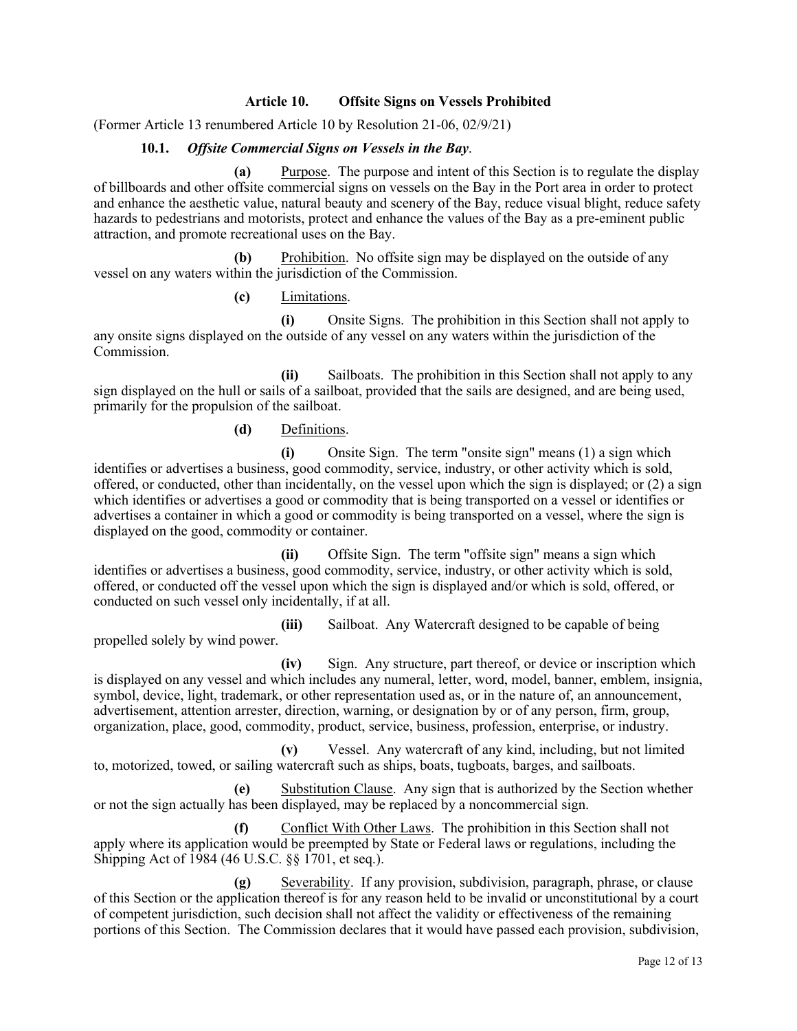## Article 10. Offsite Signs on Vessels Prohibited

(Former Article 13 renumbered Article 10 by Resolution 21-06, 02/9/21)

### 10.1. *Offsite Commercial Signs on Vessels in the Bay*.

**(a)** Purpose. The purpose and intent of this Section is to regulate the display of billboards and other offsite commercial signs on vessels on the Bay in the Port area in order to protect and enhance the aesthetic value, natural beauty and scenery of the Bay, reduce visual blight, reduce safety hazards to pedestrians and motorists, protect and enhance the values of the Bay as a pre-eminent public attraction, and promote recreational uses on the Bay.

**(b)** Prohibition. No offsite sign may be displayed on the outside of any vessel on any waters within the jurisdiction of the Commission.

**(c)** Limitations.

**(i)** Onsite Signs. The prohibition in this Section shall not apply to any onsite signs displayed on the outside of any vessel on any waters within the jurisdiction of the Commission.

**(ii)** Sailboats. The prohibition in this Section shall not apply to any sign displayed on the hull or sails of a sailboat, provided that the sails are designed, and are being used, primarily for the propulsion of the sailboat.

**(d)** Definitions.

**(i)** Onsite Sign. The term "onsite sign" means (1) a sign which identifies or advertises a business, good commodity, service, industry, or other activity which is sold, offered, or conducted, other than incidentally, on the vessel upon which the sign is displayed; or (2) a sign which identifies or advertises a good or commodity that is being transported on a vessel or identifies or advertises a container in which a good or commodity is being transported on a vessel, where the sign is displayed on the good, commodity or container.

**(ii)** Offsite Sign. The term "offsite sign" means a sign which identifies or advertises a business, good commodity, service, industry, or other activity which is sold, offered, or conducted off the vessel upon which the sign is displayed and/or which is sold, offered, or conducted on such vessel only incidentally, if at all.

**(iii)** Sailboat. Any Watercraft designed to be capable of being propelled solely by wind power.

**(iv)** Sign. Any structure, part thereof, or device or inscription which is displayed on any vessel and which includes any numeral, letter, word, model, banner, emblem, insignia, symbol, device, light, trademark, or other representation used as, or in the nature of, an announcement, advertisement, attention arrester, direction, warning, or designation by or of any person, firm, group, organization, place, good, commodity, product, service, business, profession, enterprise, or industry.

**(v)** Vessel. Any watercraft of any kind, including, but not limited to, motorized, towed, or sailing watercraft such as ships, boats, tugboats, barges, and sailboats.

**(e)** Substitution Clause. Any sign that is authorized by the Section whether or not the sign actually has been displayed, may be replaced by a noncommercial sign.

**(f)** Conflict With Other Laws. The prohibition in this Section shall not apply where its application would be preempted by State or Federal laws or regulations, including the Shipping Act of 1984 (46 U.S.C. §§ 1701, et seq.).

**(g)** Severability. If any provision, subdivision, paragraph, phrase, or clause of this Section or the application thereof is for any reason held to be invalid or unconstitutional by a court of competent jurisdiction, such decision shall not affect the validity or effectiveness of the remaining portions of this Section. The Commission declares that it would have passed each provision, subdivision,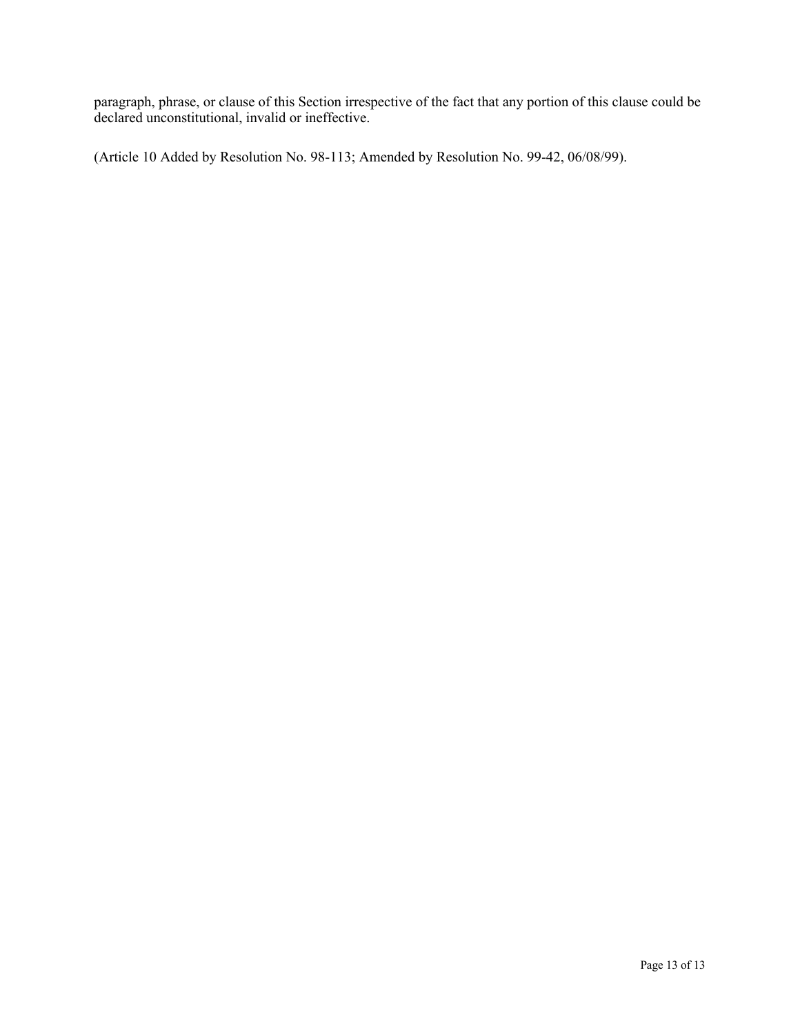paragraph, phrase, or clause of this Section irrespective of the fact that any portion of this clause could be declared unconstitutional, invalid or ineffective.

(Article 10 Added by Resolution No. 98-113; Amended by Resolution No. 99-42, 06/08/99).